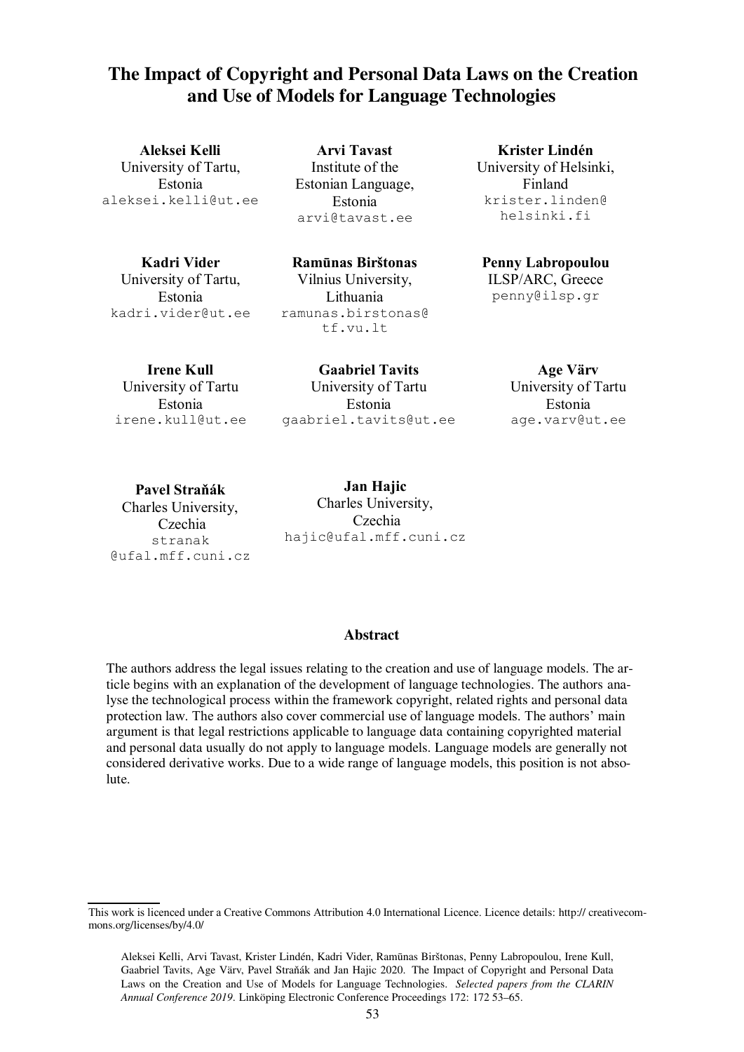# The Impact of Copyright and Personal Data Laws on the Creation and Use of Models for Language Technologies

**Aleksei Kelli**
University of Tartu, Estonia
aleksei.kelli@ut.ee

**Arvi Tavast**
Institute of the Estonian Language, Estonia
arvi@tavast.ee

**Krister Lindén**
University of Helsinki, Finland
krister.linden@helsinki.fi

**Kadri Vider**
University of Tartu, Estonia
kadri.vider@ut.ee

**Ramūnas Birštonas**
Vilnius University, Lithuania
ramunas.birstonas@tf.vu.lt

**Penny Labropoulou**
ILSP/ARC, Greece
penny@ilsp.gr

**Irene Kull**
University of Tartu Estonia
irene.kull@ut.ee

**Gaabriel Tavits**
University of Tartu Estonia
gaabriel.tavits@ut.ee

**Age Värv**
University of Tartu Estonia
age.varv@ut.ee

**Pavel Straňák**
Charles University, Czechia
stranak@ufal.mff.cuni.cz

**Jan Hajic**
Charles University, Czechia
hajic@ufal.mff.cuni.cz

## Abstract

The authors address the legal issues relating to the creation and use of language models. The article begins with an explanation of the development of language technologies. The authors analyse the technological process within the framework copyright, related rights and personal data protection law. The authors also cover commercial use of language models. The authors' main argument is that legal restrictions applicable to language data containing copyrighted material and personal data usually do not apply to language models. Language models are generally not considered derivative works. Due to a wide range of language models, this position is not absolute.

---

This work is licenced under a Creative Commons Attribution 4.0 International Licence. Licence details: http:// creativecommons.org/licenses/by/4.0/

Aleksei Kelli, Arvi Tavast, Krister Lindén, Kadri Vider, Ramūnas Birštonas, Penny Labropoulou, Irene Kull, Gaabriel Tavits, Age Värv, Pavel Straňák and Jan Hajic 2020. The Impact of Copyright and Personal Data Laws on the Creation and Use of Models for Language Technologies. *Selected papers from the CLARIN Annual Conference 2019*. Linköping Electronic Conference Proceedings 172: 172 53–65.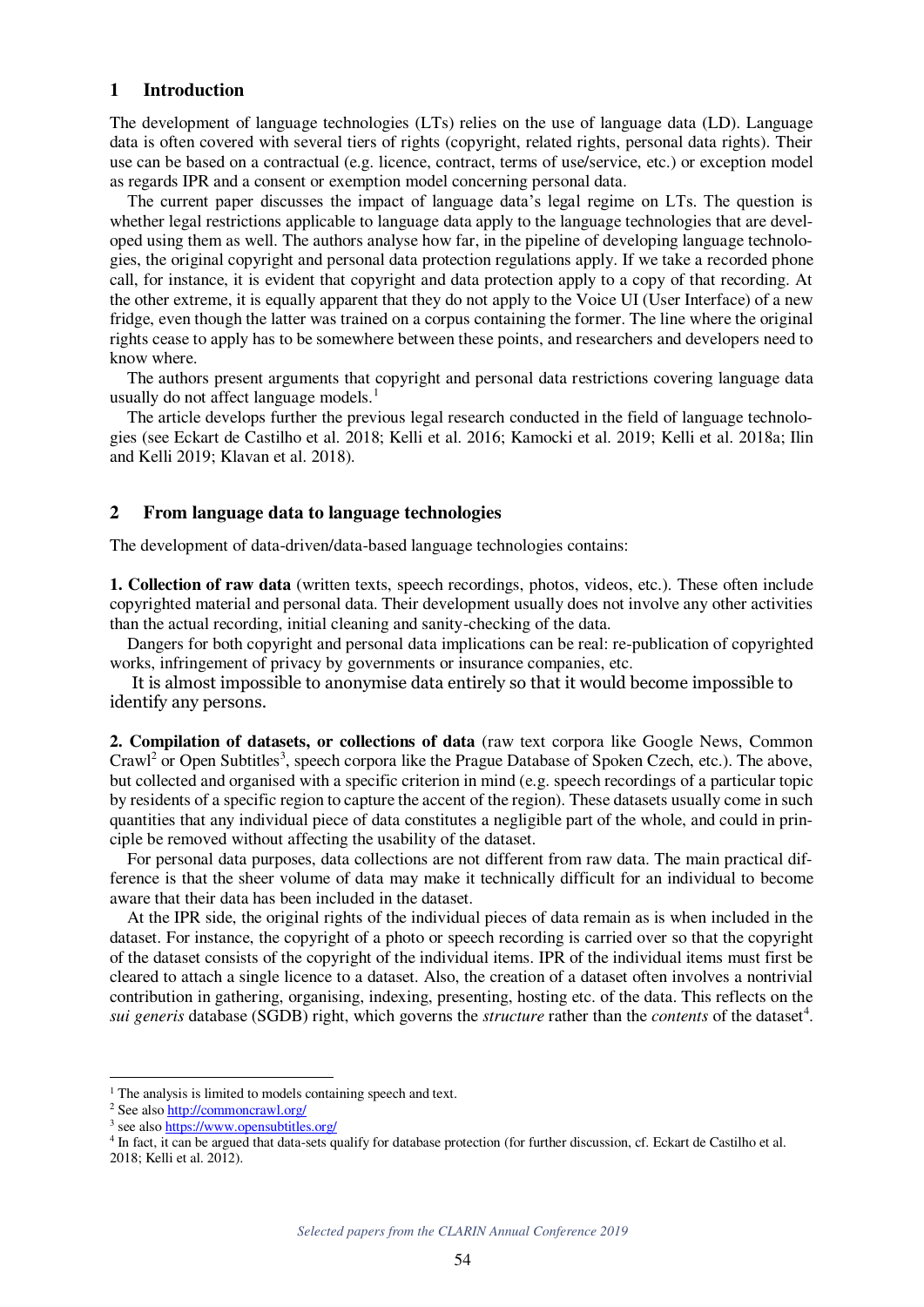## 1 Introduction

The development of language technologies (LTs) relies on the use of language data (LD). Language data is often covered with several tiers of rights (copyright, related rights, personal data rights). Their use can be based on a contractual (e.g. licence, contract, terms of use/service, etc.) or exception model as regards IPR and a consent or exemption model concerning personal data.

The current paper discusses the impact of language data's legal regime on LTs. The question is whether legal restrictions applicable to language data apply to the language technologies that are developed using them as well. The authors analyse how far, in the pipeline of developing language technologies, the original copyright and personal data protection regulations apply. If we take a recorded phone call, for instance, it is evident that copyright and data protection apply to a copy of that recording. At the other extreme, it is equally apparent that they do not apply to the Voice UI (User Interface) of a new fridge, even though the latter was trained on a corpus containing the former. The line where the original rights cease to apply has to be somewhere between these points, and researchers and developers need to know where.

The authors present arguments that copyright and personal data restrictions covering language data usually do not affect language models.[1]

The article develops further the previous legal research conducted in the field of language technologies (see Eckart de Castilho et al. 2018; Kelli et al. 2016; Kamocki et al. 2019; Kelli et al. 2018a; Ilin and Kelli 2019; Klavan et al. 2018).

## 2 From language data to language technologies

The development of data-driven/data-based language technologies contains:

**1. Collection of raw data** (written texts, speech recordings, photos, videos, etc.). These often include copyrighted material and personal data. Their development usually does not involve any other activities than the actual recording, initial cleaning and sanity-checking of the data.

Dangers for both copyright and personal data implications can be real: re-publication of copyrighted works, infringement of privacy by governments or insurance companies, etc.

It is almost impossible to anonymise data entirely so that it would become impossible to identify any persons.

**2. Compilation of datasets, or collections of data** (raw text corpora like Google News, Common Crawl[2] or Open Subtitles[3], speech corpora like the Prague Database of Spoken Czech, etc.). The above, but collected and organised with a specific criterion in mind (e.g. speech recordings of a particular topic by residents of a specific region to capture the accent of the region). These datasets usually come in such quantities that any individual piece of data constitutes a negligible part of the whole, and could in principle be removed without affecting the usability of the dataset.

For personal data purposes, data collections are not different from raw data. The main practical difference is that the sheer volume of data may make it technically difficult for an individual to become aware that their data has been included in the dataset.

At the IPR side, the original rights of the individual pieces of data remain as is when included in the dataset. For instance, the copyright of a photo or speech recording is carried over so that the copyright of the dataset consists of the copyright of the individual items. IPR of the individual items must first be cleared to attach a single licence to a dataset. Also, the creation of a dataset often involves a nontrivial contribution in gathering, organising, indexing, presenting, hosting etc. of the data. This reflects on the *sui generis* database (SGDB) right, which governs the *structure* rather than the *contents* of the dataset[4].

---

[1] The analysis is limited to models containing speech and text.

[2] See also http://commoncrawl.org/

[3] see also https://www.opensubtitles.org/

[4] In fact, it can be argued that data-sets qualify for database protection (for further discussion, cf. Eckart de Castilho et al. 2018; Kelli et al. 2012).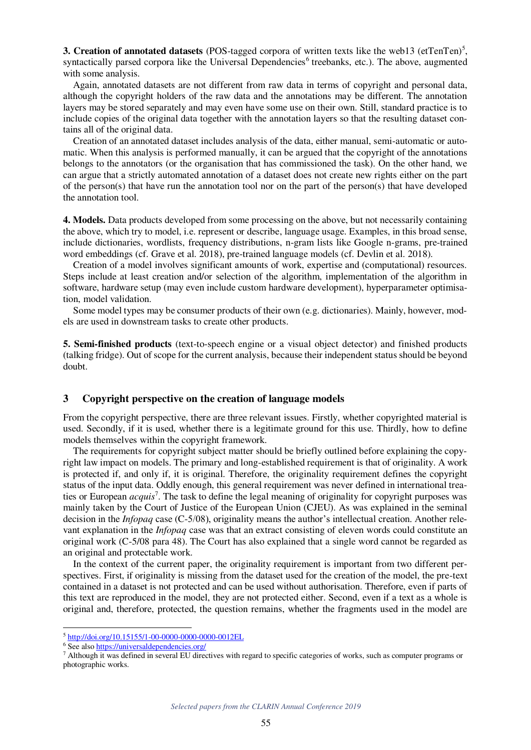**3. Creation of annotated datasets** (POS-tagged corpora of written texts like the web13 (etTenTen)[5], syntactically parsed corpora like the Universal Dependencies[6] treebanks, etc.). The above, augmented with some analysis.

Again, annotated datasets are not different from raw data in terms of copyright and personal data, although the copyright holders of the raw data and the annotations may be different. The annotation layers may be stored separately and may even have some use on their own. Still, standard practice is to include copies of the original data together with the annotation layers so that the resulting dataset contains all of the original data.

Creation of an annotated dataset includes analysis of the data, either manual, semi-automatic or automatic. When this analysis is performed manually, it can be argued that the copyright of the annotations belongs to the annotators (or the organisation that has commissioned the task). On the other hand, we can argue that a strictly automated annotation of a dataset does not create new rights either on the part of the person(s) that have run the annotation tool nor on the part of the person(s) that have developed the annotation tool.

**4. Models.** Data products developed from some processing on the above, but not necessarily containing the above, which try to model, i.e. represent or describe, language usage. Examples, in this broad sense, include dictionaries, wordlists, frequency distributions, n-gram lists like Google n-grams, pre-trained word embeddings (cf. Grave et al. 2018), pre-trained language models (cf. Devlin et al. 2018).

Creation of a model involves significant amounts of work, expertise and (computational) resources. Steps include at least creation and/or selection of the algorithm, implementation of the algorithm in software, hardware setup (may even include custom hardware development), hyperparameter optimisation, model validation.

Some model types may be consumer products of their own (e.g. dictionaries). Mainly, however, models are used in downstream tasks to create other products.

**5. Semi-finished products** (text-to-speech engine or a visual object detector) and finished products (talking fridge). Out of scope for the current analysis, because their independent status should be beyond doubt.

## 3 Copyright perspective on the creation of language models

From the copyright perspective, there are three relevant issues. Firstly, whether copyrighted material is used. Secondly, if it is used, whether there is a legitimate ground for this use. Thirdly, how to define models themselves within the copyright framework.

The requirements for copyright subject matter should be briefly outlined before explaining the copyright law impact on models. The primary and long-established requirement is that of originality. A work is protected if, and only if, it is original. Therefore, the originality requirement defines the copyright status of the input data. Oddly enough, this general requirement was never defined in international treaties or European *acquis*[7]. The task to define the legal meaning of originality for copyright purposes was mainly taken by the Court of Justice of the European Union (CJEU). As was explained in the seminal decision in the *Infopaq* case (C-5/08), originality means the author's intellectual creation. Another relevant explanation in the *Infopaq* case was that an extract consisting of eleven words could constitute an original work (C-5/08 para 48). The Court has also explained that a single word cannot be regarded as an original and protectable work.

In the context of the current paper, the originality requirement is important from two different perspectives. First, if originality is missing from the dataset used for the creation of the model, the pre-text contained in a dataset is not protected and can be used without authorisation. Therefore, even if parts of this text are reproduced in the model, they are not protected either. Second, even if a text as a whole is original and, therefore, protected, the question remains, whether the fragments used in the model are

---

[5] http://doi.org/10.15155/1-00-0000-0000-0000-0012EL

[6] See also https://universaldependencies.org/

[7] Although it was defined in several EU directives with regard to specific categories of works, such as computer programs or photographic works.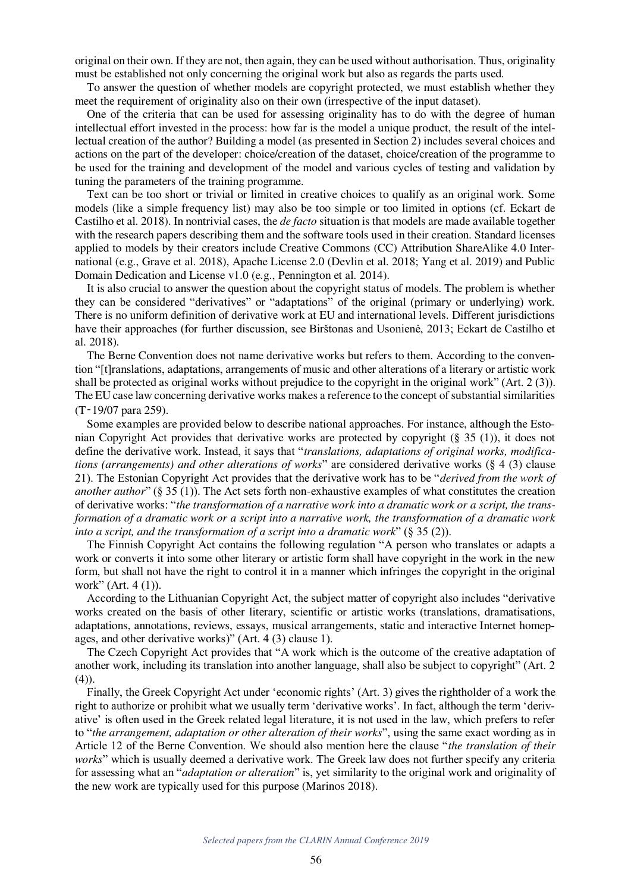original on their own. If they are not, then again, they can be used without authorisation. Thus, originality must be established not only concerning the original work but also as regards the parts used.

To answer the question of whether models are copyright protected, we must establish whether they meet the requirement of originality also on their own (irrespective of the input dataset).

One of the criteria that can be used for assessing originality has to do with the degree of human intellectual effort invested in the process: how far is the model a unique product, the result of the intellectual creation of the author? Building a model (as presented in Section 2) includes several choices and actions on the part of the developer: choice/creation of the dataset, choice/creation of the programme to be used for the training and development of the model and various cycles of testing and validation by tuning the parameters of the training programme.

Text can be too short or trivial or limited in creative choices to qualify as an original work. Some models (like a simple frequency list) may also be too simple or too limited in options (cf. Eckart de Castilho et al. 2018). In nontrivial cases, the *de facto* situation is that models are made available together with the research papers describing them and the software tools used in their creation. Standard licenses applied to models by their creators include Creative Commons (CC) Attribution ShareAlike 4.0 International (e.g., Grave et al. 2018), Apache License 2.0 (Devlin et al. 2018; Yang et al. 2019) and Public Domain Dedication and License v1.0 (e.g., Pennington et al. 2014).

It is also crucial to answer the question about the copyright status of models. The problem is whether they can be considered "derivatives" or "adaptations" of the original (primary or underlying) work. There is no uniform definition of derivative work at EU and international levels. Different jurisdictions have their approaches (for further discussion, see Birštonas and Usonienė, 2013; Eckart de Castilho et al. 2018).

The Berne Convention does not name derivative works but refers to them. According to the convention "[t]ranslations, adaptations, arrangements of music and other alterations of a literary or artistic work shall be protected as original works without prejudice to the copyright in the original work" (Art. 2 (3)). The EU case law concerning derivative works makes a reference to the concept of substantial similarities (T‑19/07 para 259).

Some examples are provided below to describe national approaches. For instance, although the Estonian Copyright Act provides that derivative works are protected by copyright (§ 35 (1)), it does not define the derivative work. Instead, it says that "*translations, adaptations of original works, modifications (arrangements) and other alterations of works*" are considered derivative works (§ 4 (3) clause 21). The Estonian Copyright Act provides that the derivative work has to be "*derived from the work of another author*" (§ 35 (1)). The Act sets forth non-exhaustive examples of what constitutes the creation of derivative works: "*the transformation of a narrative work into a dramatic work or a script, the transformation of a dramatic work or a script into a narrative work, the transformation of a dramatic work into a script, and the transformation of a script into a dramatic work*" (§ 35 (2)).

The Finnish Copyright Act contains the following regulation "A person who translates or adapts a work or converts it into some other literary or artistic form shall have copyright in the work in the new form, but shall not have the right to control it in a manner which infringes the copyright in the original work" (Art. 4 (1)).

According to the Lithuanian Copyright Act, the subject matter of copyright also includes "derivative works created on the basis of other literary, scientific or artistic works (translations, dramatisations, adaptations, annotations, reviews, essays, musical arrangements, static and interactive Internet homepages, and other derivative works)" (Art. 4 (3) clause 1).

The Czech Copyright Act provides that "A work which is the outcome of the creative adaptation of another work, including its translation into another language, shall also be subject to copyright" (Art. 2 (4)).

Finally, the Greek Copyright Act under 'economic rights' (Art. 3) gives the rightholder of a work the right to authorize or prohibit what we usually term 'derivative works'. In fact, although the term 'derivative' is often used in the Greek related legal literature, it is not used in the law, which prefers to refer to "*the arrangement, adaptation or other alteration of their works*", using the same exact wording as in Article 12 of the Berne Convention. We should also mention here the clause "*the translation of their works*" which is usually deemed a derivative work. The Greek law does not further specify any criteria for assessing what an "*adaptation or alteration*" is, yet similarity to the original work and originality of the new work are typically used for this purpose (Marinos 2018).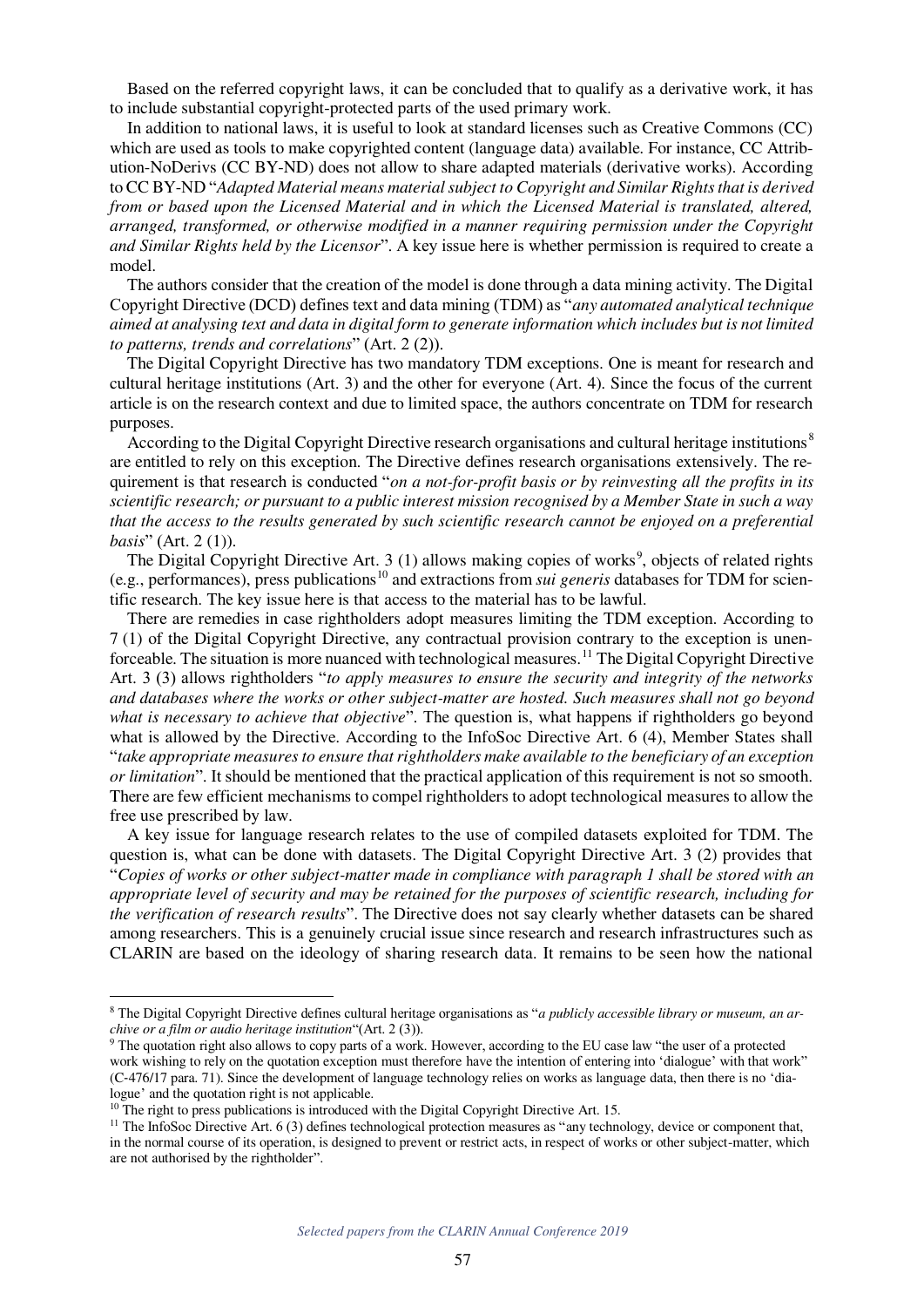Based on the referred copyright laws, it can be concluded that to qualify as a derivative work, it has to include substantial copyright-protected parts of the used primary work.

In addition to national laws, it is useful to look at standard licenses such as Creative Commons (CC) which are used as tools to make copyrighted content (language data) available. For instance, CC Attribution-NoDerivs (CC BY-ND) does not allow to share adapted materials (derivative works). According to CC BY-ND "*Adapted Material means material subject to Copyright and Similar Rights that is derived from or based upon the Licensed Material and in which the Licensed Material is translated, altered, arranged, transformed, or otherwise modified in a manner requiring permission under the Copyright and Similar Rights held by the Licensor*". A key issue here is whether permission is required to create a model.

The authors consider that the creation of the model is done through a data mining activity. The Digital Copyright Directive (DCD) defines text and data mining (TDM) as "*any automated analytical technique aimed at analysing text and data in digital form to generate information which includes but is not limited to patterns, trends and correlations*" (Art. 2 (2)).

The Digital Copyright Directive has two mandatory TDM exceptions. One is meant for research and cultural heritage institutions (Art. 3) and the other for everyone (Art. 4). Since the focus of the current article is on the research context and due to limited space, the authors concentrate on TDM for research purposes.

According to the Digital Copyright Directive research organisations and cultural heritage institutions[8] are entitled to rely on this exception. The Directive defines research organisations extensively. The requirement is that research is conducted "*on a not-for-profit basis or by reinvesting all the profits in its scientific research; or pursuant to a public interest mission recognised by a Member State in such a way that the access to the results generated by such scientific research cannot be enjoyed on a preferential basis*" (Art. 2 (1)).

The Digital Copyright Directive Art. 3 (1) allows making copies of works[9], objects of related rights (e.g., performances), press publications[10] and extractions from *sui generis* databases for TDM for scientific research. The key issue here is that access to the material has to be lawful.

There are remedies in case rightholders adopt measures limiting the TDM exception. According to 7 (1) of the Digital Copyright Directive, any contractual provision contrary to the exception is unenforceable. The situation is more nuanced with technological measures.[11] The Digital Copyright Directive Art. 3 (3) allows rightholders "*to apply measures to ensure the security and integrity of the networks and databases where the works or other subject-matter are hosted. Such measures shall not go beyond what is necessary to achieve that objective*". The question is, what happens if rightholders go beyond what is allowed by the Directive. According to the InfoSoc Directive Art. 6 (4), Member States shall "*take appropriate measures to ensure that rightholders make available to the beneficiary of an exception or limitation*". It should be mentioned that the practical application of this requirement is not so smooth. There are few efficient mechanisms to compel rightholders to adopt technological measures to allow the free use prescribed by law.

A key issue for language research relates to the use of compiled datasets exploited for TDM. The question is, what can be done with datasets. The Digital Copyright Directive Art. 3 (2) provides that "*Copies of works or other subject-matter made in compliance with paragraph 1 shall be stored with an appropriate level of security and may be retained for the purposes of scientific research, including for the verification of research results*". The Directive does not say clearly whether datasets can be shared among researchers. This is a genuinely crucial issue since research and research infrastructures such as CLARIN are based on the ideology of sharing research data. It remains to be seen how the national

---

[8] The Digital Copyright Directive defines cultural heritage organisations as "*a publicly accessible library or museum, an archive or a film or audio heritage institution*"(Art. 2 (3)).

[9] The quotation right also allows to copy parts of a work. However, according to the EU case law "the user of a protected work wishing to rely on the quotation exception must therefore have the intention of entering into 'dialogue' with that work" (C-476/17 para. 71). Since the development of language technology relies on works as language data, then there is no 'dialogue' and the quotation right is not applicable.

[10] The right to press publications is introduced with the Digital Copyright Directive Art. 15.

[11] The InfoSoc Directive Art. 6 (3) defines technological protection measures as "any technology, device or component that, in the normal course of its operation, is designed to prevent or restrict acts, in respect of works or other subject-matter, which are not authorised by the rightholder".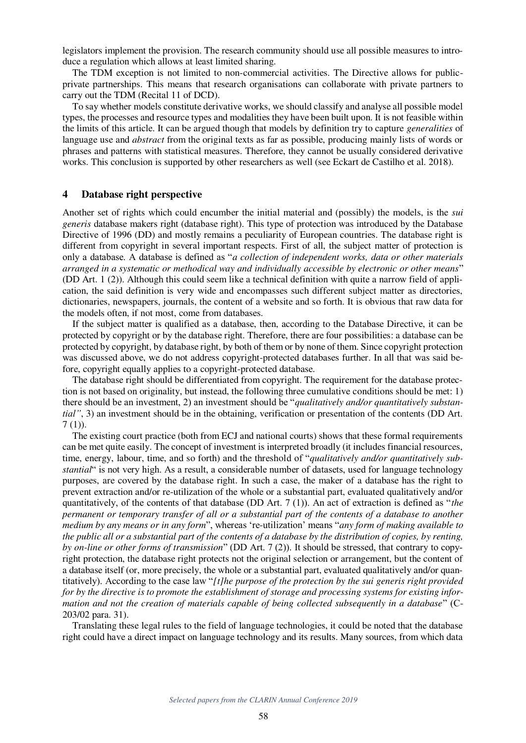legislators implement the provision. The research community should use all possible measures to introduce a regulation which allows at least limited sharing.

The TDM exception is not limited to non-commercial activities. The Directive allows for public-private partnerships. This means that research organisations can collaborate with private partners to carry out the TDM (Recital 11 of DCD).

To say whether models constitute derivative works, we should classify and analyse all possible model types, the processes and resource types and modalities they have been built upon. It is not feasible within the limits of this article. It can be argued though that models by definition try to capture *generalities* of language use and *abstract* from the original texts as far as possible, producing mainly lists of words or phrases and patterns with statistical measures. Therefore, they cannot be usually considered derivative works. This conclusion is supported by other researchers as well (see Eckart de Castilho et al. 2018).

## 4 Database right perspective

Another set of rights which could encumber the initial material and (possibly) the models, is the *sui generis* database makers right (database right). This type of protection was introduced by the Database Directive of 1996 (DD) and mostly remains a peculiarity of European countries. The database right is different from copyright in several important respects. First of all, the subject matter of protection is only a database. A database is defined as "*a collection of independent works, data or other materials arranged in a systematic or methodical way and individually accessible by electronic or other means*" (DD Art. 1 (2)). Although this could seem like a technical definition with quite a narrow field of application, the said definition is very wide and encompasses such different subject matter as directories, dictionaries, newspapers, journals, the content of a website and so forth. It is obvious that raw data for the models often, if not most, come from databases.

If the subject matter is qualified as a database, then, according to the Database Directive, it can be protected by copyright or by the database right. Therefore, there are four possibilities: a database can be protected by copyright, by database right, by both of them or by none of them. Since copyright protection was discussed above, we do not address copyright-protected databases further. In all that was said before, copyright equally applies to a copyright-protected database.

The database right should be differentiated from copyright. The requirement for the database protection is not based on originality, but instead, the following three cumulative conditions should be met: 1) there should be an investment, 2) an investment should be "*qualitatively and/or quantitatively substantial"*, 3) an investment should be in the obtaining, verification or presentation of the contents (DD Art. 7 (1)).

The existing court practice (both from ECJ and national courts) shows that these formal requirements can be met quite easily. The concept of investment is interpreted broadly (it includes financial resources, time, energy, labour, time, and so forth) and the threshold of "*qualitatively and/or quantitatively substantial*" is not very high. As a result, a considerable number of datasets, used for language technology purposes, are covered by the database right. In such a case, the maker of a database has the right to prevent extraction and/or re-utilization of the whole or a substantial part, evaluated qualitatively and/or quantitatively, of the contents of that database (DD Art. 7 (1)). An act of extraction is defined as "*the permanent or temporary transfer of all or a substantial part of the contents of a database to another medium by any means or in any form*", whereas 're-utilization' means "*any form of making available to the public all or a substantial part of the contents of a database by the distribution of copies, by renting, by on-line or other forms of transmission*" (DD Art. 7 (2)). It should be stressed, that contrary to copyright protection, the database right protects not the original selection or arrangement, but the content of a database itself (or, more precisely, the whole or a substantial part, evaluated qualitatively and/or quantitatively). According to the case law "*[t]he purpose of the protection by the sui generis right provided for by the directive is to promote the establishment of storage and processing systems for existing information and not the creation of materials capable of being collected subsequently in a database*" (C-203/02 para. 31).

Translating these legal rules to the field of language technologies, it could be noted that the database right could have a direct impact on language technology and its results. Many sources, from which data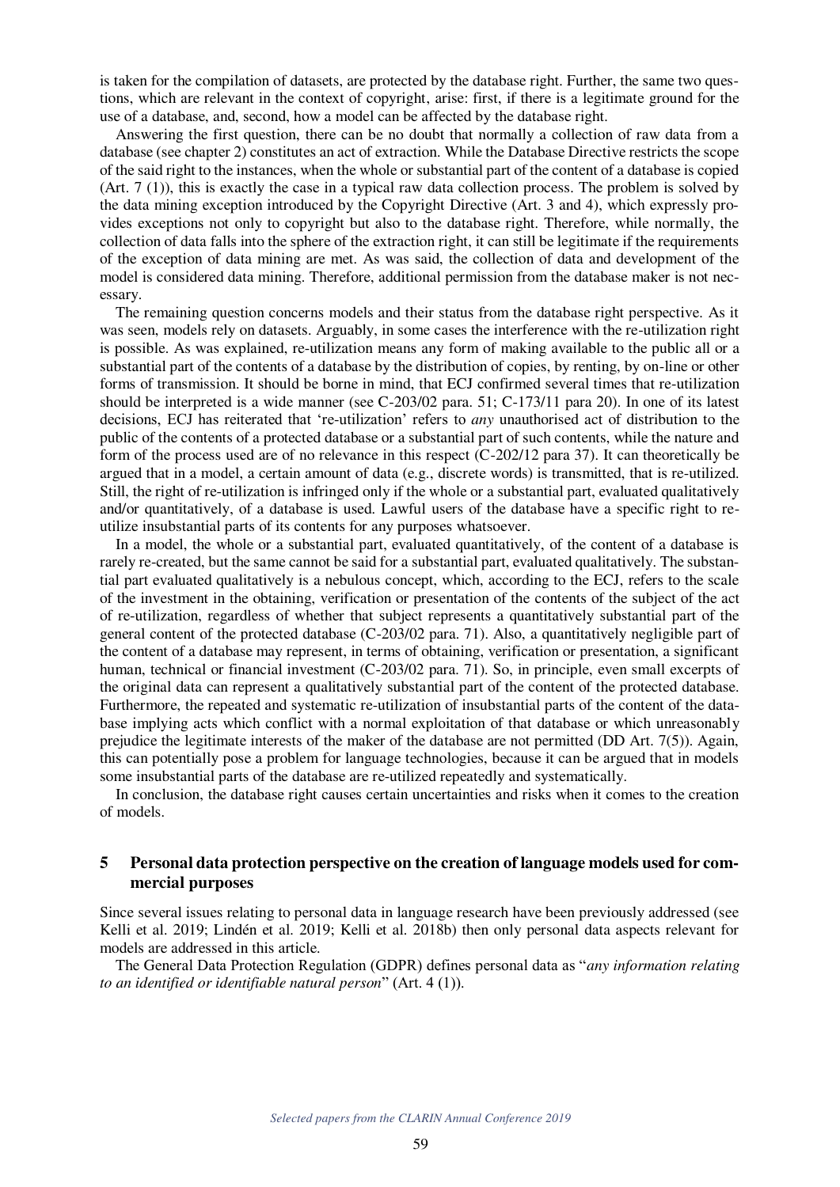is taken for the compilation of datasets, are protected by the database right. Further, the same two questions, which are relevant in the context of copyright, arise: first, if there is a legitimate ground for the use of a database, and, second, how a model can be affected by the database right.

Answering the first question, there can be no doubt that normally a collection of raw data from a database (see chapter 2) constitutes an act of extraction. While the Database Directive restricts the scope of the said right to the instances, when the whole or substantial part of the content of a database is copied (Art. 7 (1)), this is exactly the case in a typical raw data collection process. The problem is solved by the data mining exception introduced by the Copyright Directive (Art. 3 and 4), which expressly provides exceptions not only to copyright but also to the database right. Therefore, while normally, the collection of data falls into the sphere of the extraction right, it can still be legitimate if the requirements of the exception of data mining are met. As was said, the collection of data and development of the model is considered data mining. Therefore, additional permission from the database maker is not necessary.

The remaining question concerns models and their status from the database right perspective. As it was seen, models rely on datasets. Arguably, in some cases the interference with the re-utilization right is possible. As was explained, re-utilization means any form of making available to the public all or a substantial part of the contents of a database by the distribution of copies, by renting, by on-line or other forms of transmission. It should be borne in mind, that ECJ confirmed several times that re-utilization should be interpreted is a wide manner (see C-203/02 para. 51; C-173/11 para 20). In one of its latest decisions, ECJ has reiterated that 're-utilization' refers to *any* unauthorised act of distribution to the public of the contents of a protected database or a substantial part of such contents, while the nature and form of the process used are of no relevance in this respect (C-202/12 para 37). It can theoretically be argued that in a model, a certain amount of data (e.g., discrete words) is transmitted, that is re-utilized. Still, the right of re-utilization is infringed only if the whole or a substantial part, evaluated qualitatively and/or quantitatively, of a database is used. Lawful users of the database have a specific right to re-utilize insubstantial parts of its contents for any purposes whatsoever.

In a model, the whole or a substantial part, evaluated quantitatively, of the content of a database is rarely re-created, but the same cannot be said for a substantial part, evaluated qualitatively. The substantial part evaluated qualitatively is a nebulous concept, which, according to the ECJ, refers to the scale of the investment in the obtaining, verification or presentation of the contents of the subject of the act of re-utilization, regardless of whether that subject represents a quantitatively substantial part of the general content of the protected database (C-203/02 para. 71). Also, a quantitatively negligible part of the content of a database may represent, in terms of obtaining, verification or presentation, a significant human, technical or financial investment (C-203/02 para. 71). So, in principle, even small excerpts of the original data can represent a qualitatively substantial part of the content of the protected database. Furthermore, the repeated and systematic re-utilization of insubstantial parts of the content of the database implying acts which conflict with a normal exploitation of that database or which unreasonably prejudice the legitimate interests of the maker of the database are not permitted (DD Art. 7(5)). Again, this can potentially pose a problem for language technologies, because it can be argued that in models some insubstantial parts of the database are re-utilized repeatedly and systematically.

In conclusion, the database right causes certain uncertainties and risks when it comes to the creation of models.

## 5 Personal data protection perspective on the creation of language models used for commercial purposes

Since several issues relating to personal data in language research have been previously addressed (see Kelli et al. 2019; Lindén et al. 2019; Kelli et al. 2018b) then only personal data aspects relevant for models are addressed in this article.

The General Data Protection Regulation (GDPR) defines personal data as "*any information relating to an identified or identifiable natural person*" (Art. 4 (1)).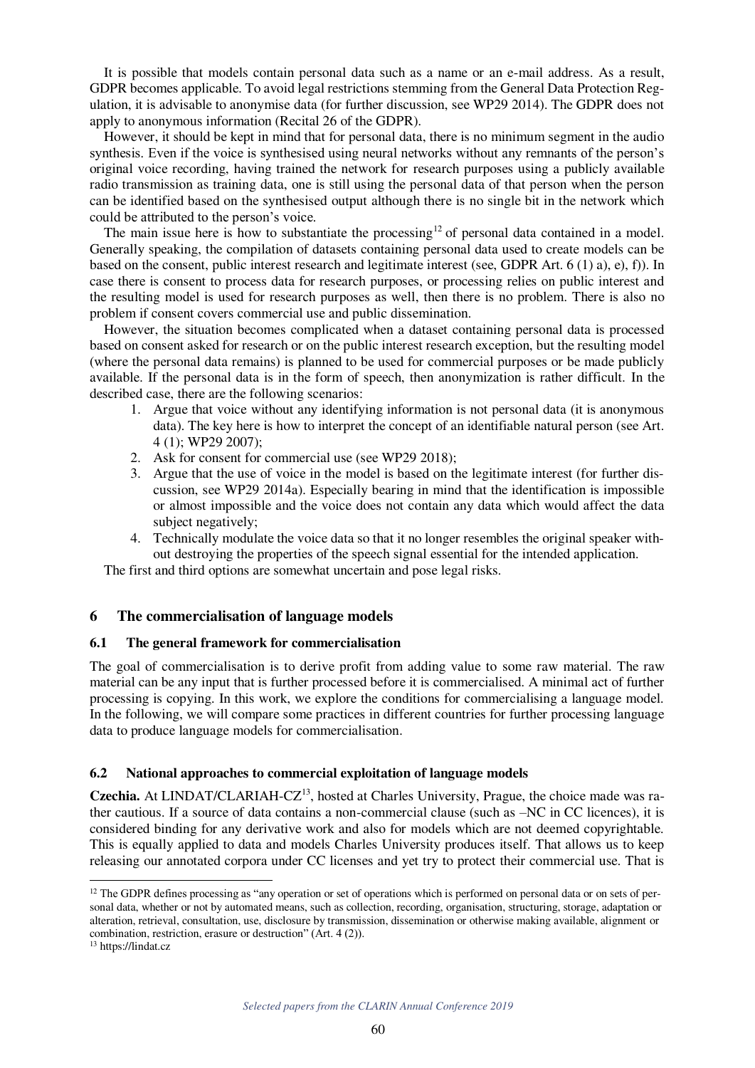It is possible that models contain personal data such as a name or an e-mail address. As a result, GDPR becomes applicable. To avoid legal restrictions stemming from the General Data Protection Regulation, it is advisable to anonymise data (for further discussion, see WP29 2014). The GDPR does not apply to anonymous information (Recital 26 of the GDPR).

However, it should be kept in mind that for personal data, there is no minimum segment in the audio synthesis. Even if the voice is synthesised using neural networks without any remnants of the person's original voice recording, having trained the network for research purposes using a publicly available radio transmission as training data, one is still using the personal data of that person when the person can be identified based on the synthesised output although there is no single bit in the network which could be attributed to the person's voice.

The main issue here is how to substantiate the processing[12] of personal data contained in a model. Generally speaking, the compilation of datasets containing personal data used to create models can be based on the consent, public interest research and legitimate interest (see, GDPR Art. 6 (1) a), e), f)). In case there is consent to process data for research purposes, or processing relies on public interest and the resulting model is used for research purposes as well, then there is no problem. There is also no problem if consent covers commercial use and public dissemination.

However, the situation becomes complicated when a dataset containing personal data is processed based on consent asked for research or on the public interest research exception, but the resulting model (where the personal data remains) is planned to be used for commercial purposes or be made publicly available. If the personal data is in the form of speech, then anonymization is rather difficult. In the described case, there are the following scenarios:

1. Argue that voice without any identifying information is not personal data (it is anonymous data). The key here is how to interpret the concept of an identifiable natural person (see Art. 4 (1); WP29 2007);
2. Ask for consent for commercial use (see WP29 2018);
3. Argue that the use of voice in the model is based on the legitimate interest (for further discussion, see WP29 2014a). Especially bearing in mind that the identification is impossible or almost impossible and the voice does not contain any data which would affect the data subject negatively;
4. Technically modulate the voice data so that it no longer resembles the original speaker without destroying the properties of the speech signal essential for the intended application.

The first and third options are somewhat uncertain and pose legal risks.

## 6 The commercialisation of language models

### 6.1 The general framework for commercialisation

The goal of commercialisation is to derive profit from adding value to some raw material. The raw material can be any input that is further processed before it is commercialised. A minimal act of further processing is copying. In this work, we explore the conditions for commercialising a language model. In the following, we will compare some practices in different countries for further processing language data to produce language models for commercialisation.

### 6.2 National approaches to commercial exploitation of language models

**Czechia.** At LINDAT/CLARIAH-CZ[13], hosted at Charles University, Prague, the choice made was rather cautious. If a source of data contains a non-commercial clause (such as –NC in CC licences), it is considered binding for any derivative work and also for models which are not deemed copyrightable. This is equally applied to data and models Charles University produces itself. That allows us to keep releasing our annotated corpora under CC licenses and yet try to protect their commercial use. That is

[12] The GDPR defines processing as "any operation or set of operations which is performed on personal data or on sets of personal data, whether or not by automated means, such as collection, recording, organisation, structuring, storage, adaptation or alteration, retrieval, consultation, use, disclosure by transmission, dissemination or otherwise making available, alignment or combination, restriction, erasure or destruction" (Art. 4 (2)).

[13] https://lindat.cz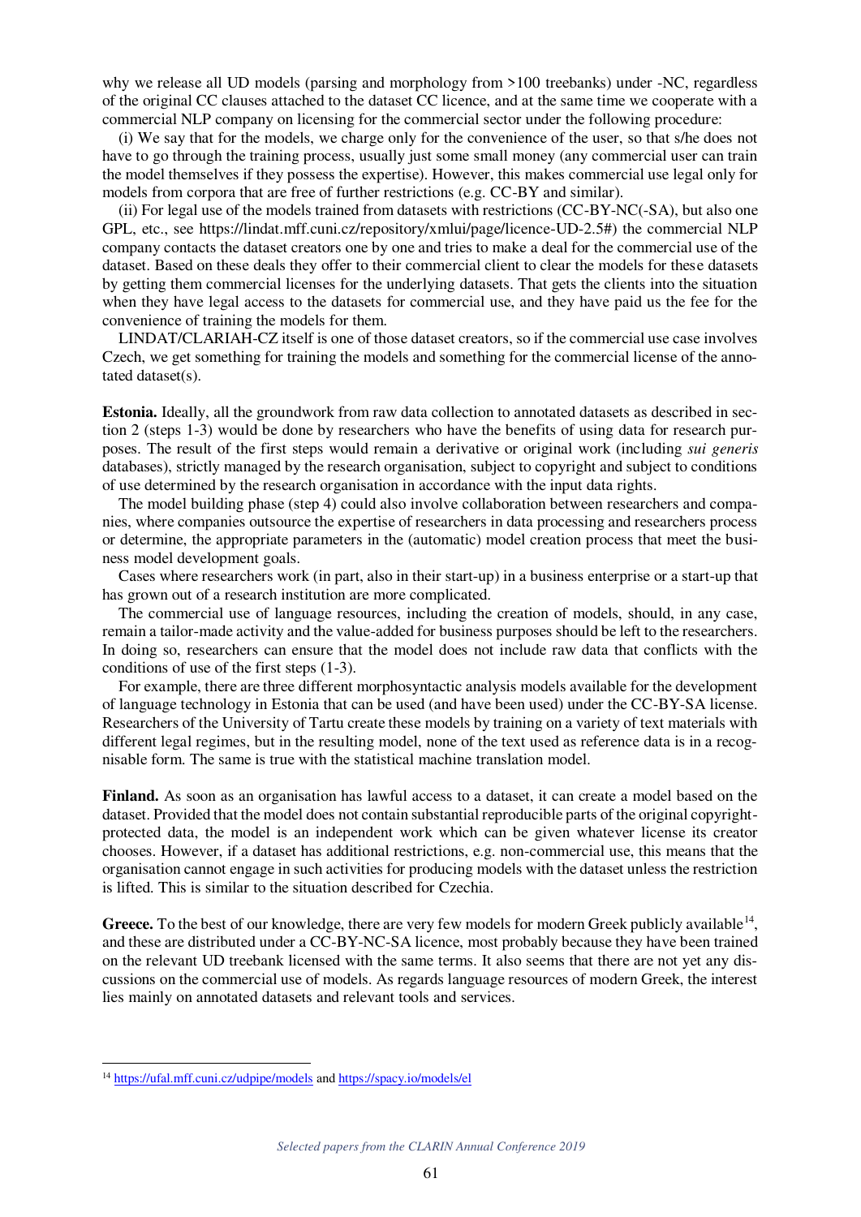why we release all UD models (parsing and morphology from >100 treebanks) under -NC, regardless of the original CC clauses attached to the dataset CC licence, and at the same time we cooperate with a commercial NLP company on licensing for the commercial sector under the following procedure:

(i) We say that for the models, we charge only for the convenience of the user, so that s/he does not have to go through the training process, usually just some small money (any commercial user can train the model themselves if they possess the expertise). However, this makes commercial use legal only for models from corpora that are free of further restrictions (e.g. CC-BY and similar).

(ii) For legal use of the models trained from datasets with restrictions (CC-BY-NC(-SA), but also one GPL, etc., see https://lindat.mff.cuni.cz/repository/xmlui/page/licence-UD-2.5#) the commercial NLP company contacts the dataset creators one by one and tries to make a deal for the commercial use of the dataset. Based on these deals they offer to their commercial client to clear the models for these datasets by getting them commercial licenses for the underlying datasets. That gets the clients into the situation when they have legal access to the datasets for commercial use, and they have paid us the fee for the convenience of training the models for them.

LINDAT/CLARIAH-CZ itself is one of those dataset creators, so if the commercial use case involves Czech, we get something for training the models and something for the commercial license of the annotated dataset(s).

**Estonia.** Ideally, all the groundwork from raw data collection to annotated datasets as described in section 2 (steps 1-3) would be done by researchers who have the benefits of using data for research purposes. The result of the first steps would remain a derivative or original work (including *sui generis* databases), strictly managed by the research organisation, subject to copyright and subject to conditions of use determined by the research organisation in accordance with the input data rights.

The model building phase (step 4) could also involve collaboration between researchers and companies, where companies outsource the expertise of researchers in data processing and researchers process or determine, the appropriate parameters in the (automatic) model creation process that meet the business model development goals.

Cases where researchers work (in part, also in their start-up) in a business enterprise or a start-up that has grown out of a research institution are more complicated.

The commercial use of language resources, including the creation of models, should, in any case, remain a tailor-made activity and the value-added for business purposes should be left to the researchers. In doing so, researchers can ensure that the model does not include raw data that conflicts with the conditions of use of the first steps (1-3).

For example, there are three different morphosyntactic analysis models available for the development of language technology in Estonia that can be used (and have been used) under the CC-BY-SA license. Researchers of the University of Tartu create these models by training on a variety of text materials with different legal regimes, but in the resulting model, none of the text used as reference data is in a recognisable form. The same is true with the statistical machine translation model.

**Finland.** As soon as an organisation has lawful access to a dataset, it can create a model based on the dataset. Provided that the model does not contain substantial reproducible parts of the original copyright-protected data, the model is an independent work which can be given whatever license its creator chooses. However, if a dataset has additional restrictions, e.g. non-commercial use, this means that the organisation cannot engage in such activities for producing models with the dataset unless the restriction is lifted. This is similar to the situation described for Czechia.

**Greece.** To the best of our knowledge, there are very few models for modern Greek publicly available[14], and these are distributed under a CC-BY-NC-SA licence, most probably because they have been trained on the relevant UD treebank licensed with the same terms. It also seems that there are not yet any discussions on the commercial use of models. As regards language resources of modern Greek, the interest lies mainly on annotated datasets and relevant tools and services.

[14] https://ufal.mff.cuni.cz/udpipe/models and https://spacy.io/models/el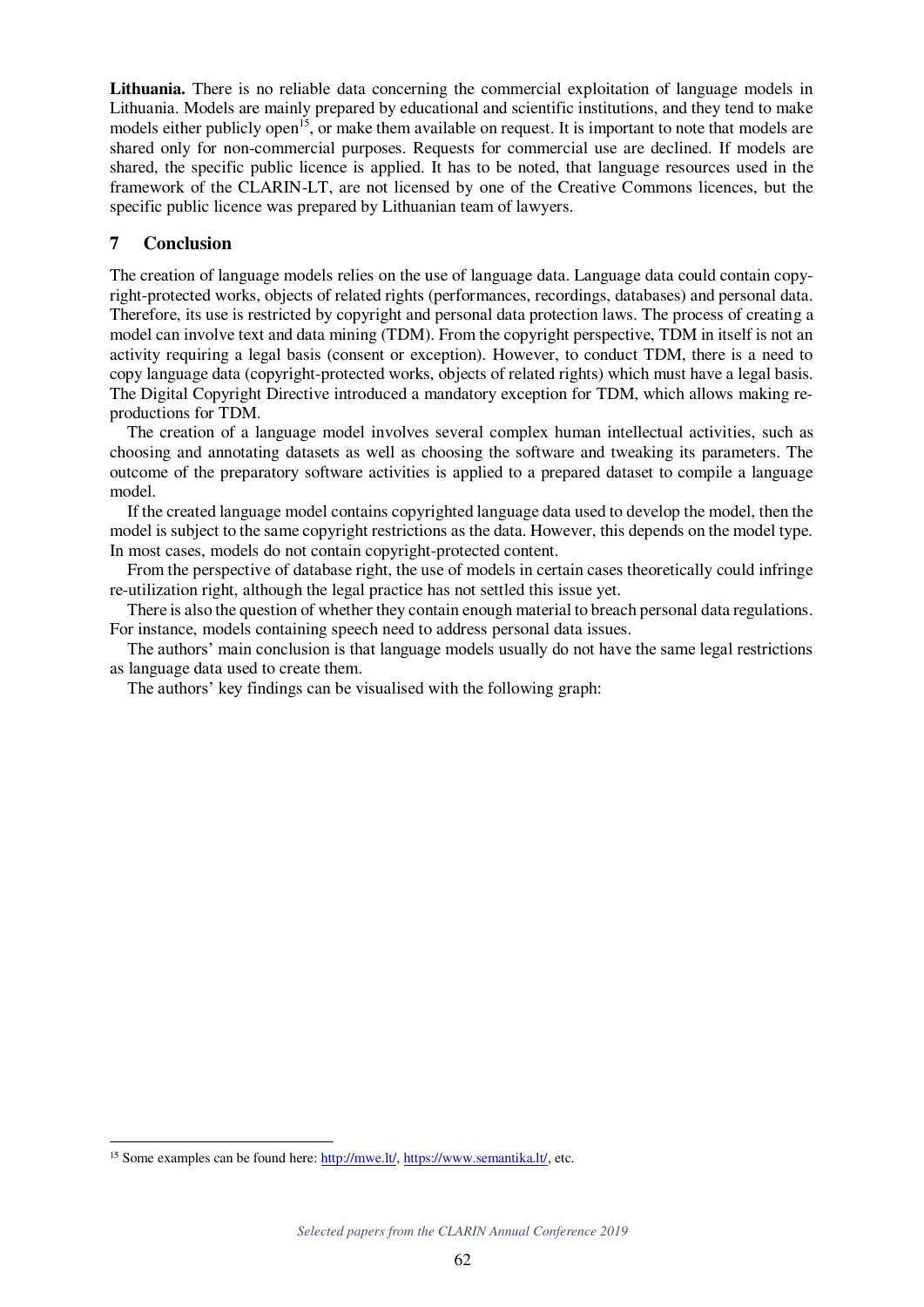**Lithuania.** There is no reliable data concerning the commercial exploitation of language models in Lithuania. Models are mainly prepared by educational and scientific institutions, and they tend to make models either publicly open[15], or make them available on request. It is important to note that models are shared only for non-commercial purposes. Requests for commercial use are declined. If models are shared, the specific public licence is applied. It has to be noted, that language resources used in the framework of the CLARIN-LT, are not licensed by one of the Creative Commons licences, but the specific public licence was prepared by Lithuanian team of lawyers.

## 7 Conclusion

The creation of language models relies on the use of language data. Language data could contain copyright-protected works, objects of related rights (performances, recordings, databases) and personal data. Therefore, its use is restricted by copyright and personal data protection laws. The process of creating a model can involve text and data mining (TDM). From the copyright perspective, TDM in itself is not an activity requiring a legal basis (consent or exception). However, to conduct TDM, there is a need to copy language data (copyright-protected works, objects of related rights) which must have a legal basis. The Digital Copyright Directive introduced a mandatory exception for TDM, which allows making reproductions for TDM.

The creation of a language model involves several complex human intellectual activities, such as choosing and annotating datasets as well as choosing the software and tweaking its parameters. The outcome of the preparatory software activities is applied to a prepared dataset to compile a language model.

If the created language model contains copyrighted language data used to develop the model, then the model is subject to the same copyright restrictions as the data. However, this depends on the model type. In most cases, models do not contain copyright-protected content.

From the perspective of database right, the use of models in certain cases theoretically could infringe re-utilization right, although the legal practice has not settled this issue yet.

There is also the question of whether they contain enough material to breach personal data regulations. For instance, models containing speech need to address personal data issues.

The authors' main conclusion is that language models usually do not have the same legal restrictions as language data used to create them.

The authors' key findings can be visualised with the following graph:

[15] Some examples can be found here: http://mwe.lt/, https://www.semantika.lt/, etc.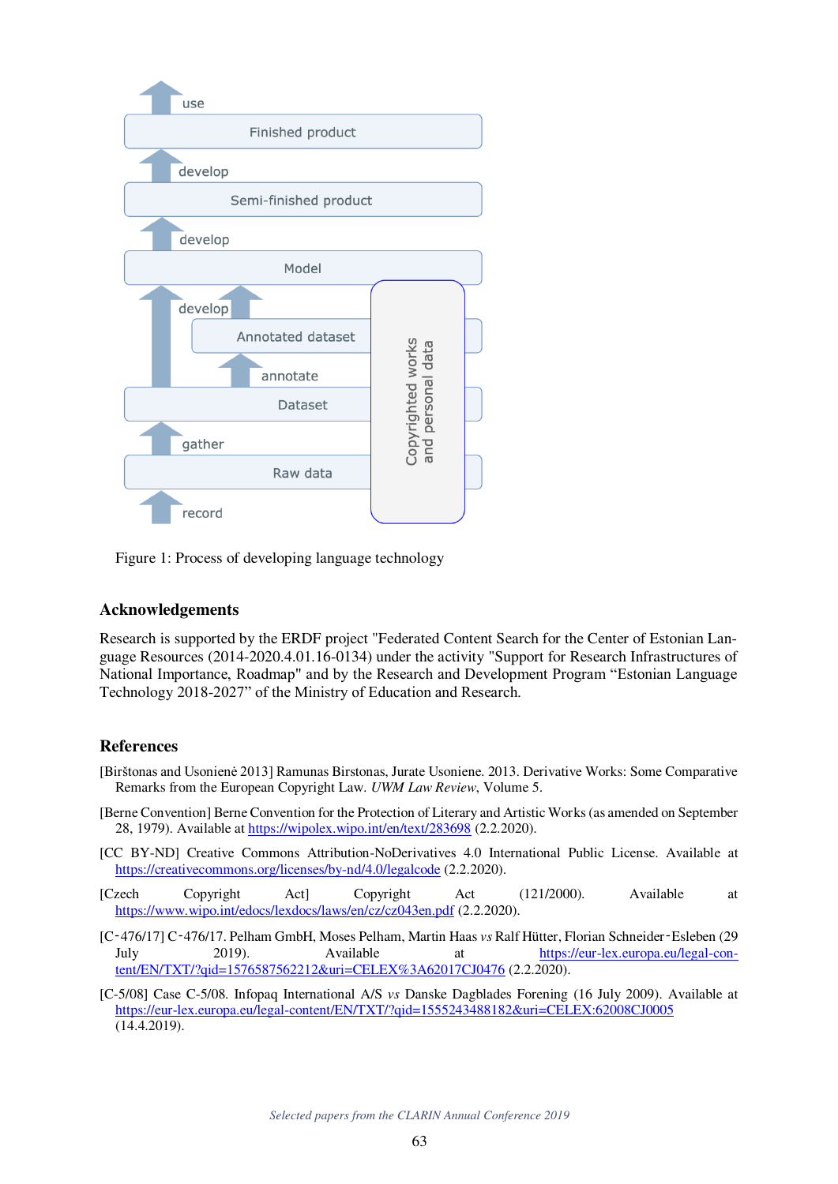Figure 1: Process of developing language technology

## Acknowledgements

Research is supported by the ERDF project "Federated Content Search for the Center of Estonian Language Resources (2014-2020.4.01.16-0134) under the activity "Support for Research Infrastructures of National Importance, Roadmap" and by the Research and Development Program "Estonian Language Technology 2018-2027" of the Ministry of Education and Research.

## References

[Birštonas and Usonienė 2013] Ramunas Birstonas, Jurate Usoniene. 2013. Derivative Works: Some Comparative Remarks from the European Copyright Law. *UWM Law Review*, Volume 5.

[Berne Convention] Berne Convention for the Protection of Literary and Artistic Works (as amended on September 28, 1979). Available at https://wipolex.wipo.int/en/text/283698 (2.2.2020).

[CC BY-ND] Creative Commons Attribution-NoDerivatives 4.0 International Public License. Available at https://creativecommons.org/licenses/by-nd/4.0/legalcode (2.2.2020).

[Czech Copyright Act] Copyright Act (121/2000). Available at https://www.wipo.int/edocs/lexdocs/laws/en/cz/cz043en.pdf (2.2.2020).

[C-476/17] C-476/17. Pelham GmbH, Moses Pelham, Martin Haas *vs* Ralf Hütter, Florian Schneider-Esleben (29 July 2019). Available at https://eur-lex.europa.eu/legal-content/EN/TXT/?qid=1576587562212&uri=CELEX%3A62017CJ0476 (2.2.2020).

[C-5/08] Case C-5/08. Infopaq International A/S *vs* Danske Dagblades Forening (16 July 2009). Available at https://eur-lex.europa.eu/legal-content/EN/TXT/?qid=1555243488182&uri=CELEX:62008CJ0005 (14.4.2019).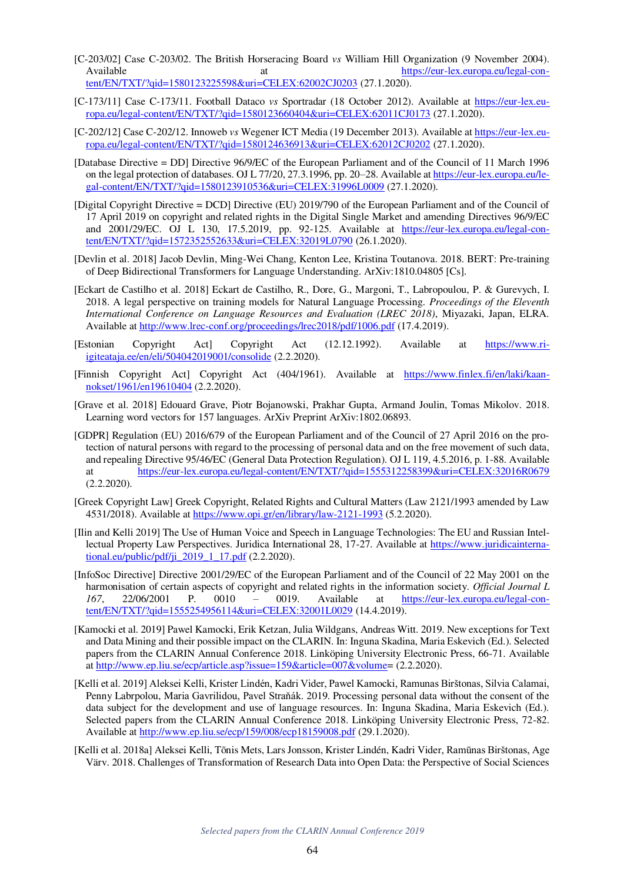[C-203/02] Case C-203/02. The British Horseracing Board *vs* William Hill Organization (9 November 2004). Available at https://eur-lex.europa.eu/legal-content/EN/TXT/?qid=1580123225598&uri=CELEX:62002CJ0203 (27.1.2020).

[C-173/11] Case C-173/11. Football Dataco *vs* Sportradar (18 October 2012). Available at https://eur-lex.europa.eu/legal-content/EN/TXT/?qid=1580123660404&uri=CELEX:62011CJ0173 (27.1.2020).

[C-202/12] Case C-202/12. Innoweb *vs* Wegener ICT Media (19 December 2013). Available at https://eur-lex.europa.eu/legal-content/EN/TXT/?qid=1580124636913&uri=CELEX:62012CJ0202 (27.1.2020).

[Database Directive = DD] Directive 96/9/EC of the European Parliament and of the Council of 11 March 1996 on the legal protection of databases. OJ L 77/20, 27.3.1996, pp. 20–28. Available at https://eur-lex.europa.eu/legal-content/EN/TXT/?qid=1580123910536&uri=CELEX:31996L0009 (27.1.2020).

[Digital Copyright Directive = DCD] Directive (EU) 2019/790 of the European Parliament and of the Council of 17 April 2019 on copyright and related rights in the Digital Single Market and amending Directives 96/9/EC and 2001/29/EC. OJ L 130, 17.5.2019, pp. 92-125. Available at https://eur-lex.europa.eu/legal-content/EN/TXT/?qid=1572352552633&uri=CELEX:32019L0790 (26.1.2020).

[Devlin et al. 2018] Jacob Devlin, Ming-Wei Chang, Kenton Lee, Kristina Toutanova. 2018. BERT: Pre-training of Deep Bidirectional Transformers for Language Understanding. ArXiv:1810.04805 [Cs].

[Eckart de Castilho et al. 2018] Eckart de Castilho, R., Dore, G., Margoni, T., Labropoulou, P. & Gurevych, I. 2018. A legal perspective on training models for Natural Language Processing. *Proceedings of the Eleventh International Conference on Language Resources and Evaluation (LREC 2018)*, Miyazaki, Japan, ELRA. Available at http://www.lrec-conf.org/proceedings/lrec2018/pdf/1006.pdf (17.4.2019).

[Estonian Copyright Act] Copyright Act (12.12.1992). Available at https://www.riigiteataja.ee/en/eli/504042019001/consolide (2.2.2020).

[Finnish Copyright Act] Copyright Act (404/1961). Available at https://www.finlex.fi/en/laki/kaannokset/1961/en19610404 (2.2.2020).

[Grave et al. 2018] Edouard Grave, Piotr Bojanowski, Prakhar Gupta, Armand Joulin, Tomas Mikolov. 2018. Learning word vectors for 157 languages. ArXiv Preprint ArXiv:1802.06893.

[GDPR] Regulation (EU) 2016/679 of the European Parliament and of the Council of 27 April 2016 on the protection of natural persons with regard to the processing of personal data and on the free movement of such data, and repealing Directive 95/46/EC (General Data Protection Regulation). OJ L 119, 4.5.2016, p. 1-88. Available at https://eur-lex.europa.eu/legal-content/EN/TXT/?qid=1555312258399&uri=CELEX:32016R0679 (2.2.2020).

[Greek Copyright Law] Greek Copyright, Related Rights and Cultural Matters (Law 2121/1993 amended by Law 4531/2018). Available at https://www.opi.gr/en/library/law-2121-1993 (5.2.2020).

[Ilin and Kelli 2019] The Use of Human Voice and Speech in Language Technologies: The EU and Russian Intellectual Property Law Perspectives. Juridica International 28, 17-27. Available at https://www.juridicainternational.eu/public/pdf/ji_2019_1_17.pdf (2.2.2020).

[InfoSoc Directive] Directive 2001/29/EC of the European Parliament and of the Council of 22 May 2001 on the harmonisation of certain aspects of copyright and related rights in the information society. *Official Journal L 167*, 22/06/2001 P. 0010 – 0019. Available at https://eur-lex.europa.eu/legal-content/EN/TXT/?qid=1555254956114&uri=CELEX:32001L0029 (14.4.2019).

[Kamocki et al. 2019] Pawel Kamocki, Erik Ketzan, Julia Wildgans, Andreas Witt. 2019. New exceptions for Text and Data Mining and their possible impact on the CLARIN. In: Inguna Skadina, Maria Eskevich (Ed.). Selected papers from the CLARIN Annual Conference 2018. Linköping University Electronic Press, 66-71. Available at http://www.ep.liu.se/ecp/article.asp?issue=159&article=007&volume= (2.2.2020).

[Kelli et al. 2019] Aleksei Kelli, Krister Lindén, Kadri Vider, Pawel Kamocki, Ramunas Birštonas, Silvia Calamai, Penny Labrpolou, Maria Gavrilidou, Pavel Straňák. 2019. Processing personal data without the consent of the data subject for the development and use of language resources. In: Inguna Skadina, Maria Eskevich (Ed.). Selected papers from the CLARIN Annual Conference 2018. Linköping University Electronic Press, 72-82. Available at http://www.ep.liu.se/ecp/159/008/ecp18159008.pdf (29.1.2020).

[Kelli et al. 2018a] Aleksei Kelli, Tõnis Mets, Lars Jonsson, Krister Lindén, Kadri Vider, Ramūnas Birštonas, Age Värv. 2018. Challenges of Transformation of Research Data into Open Data: the Perspective of Social Sciences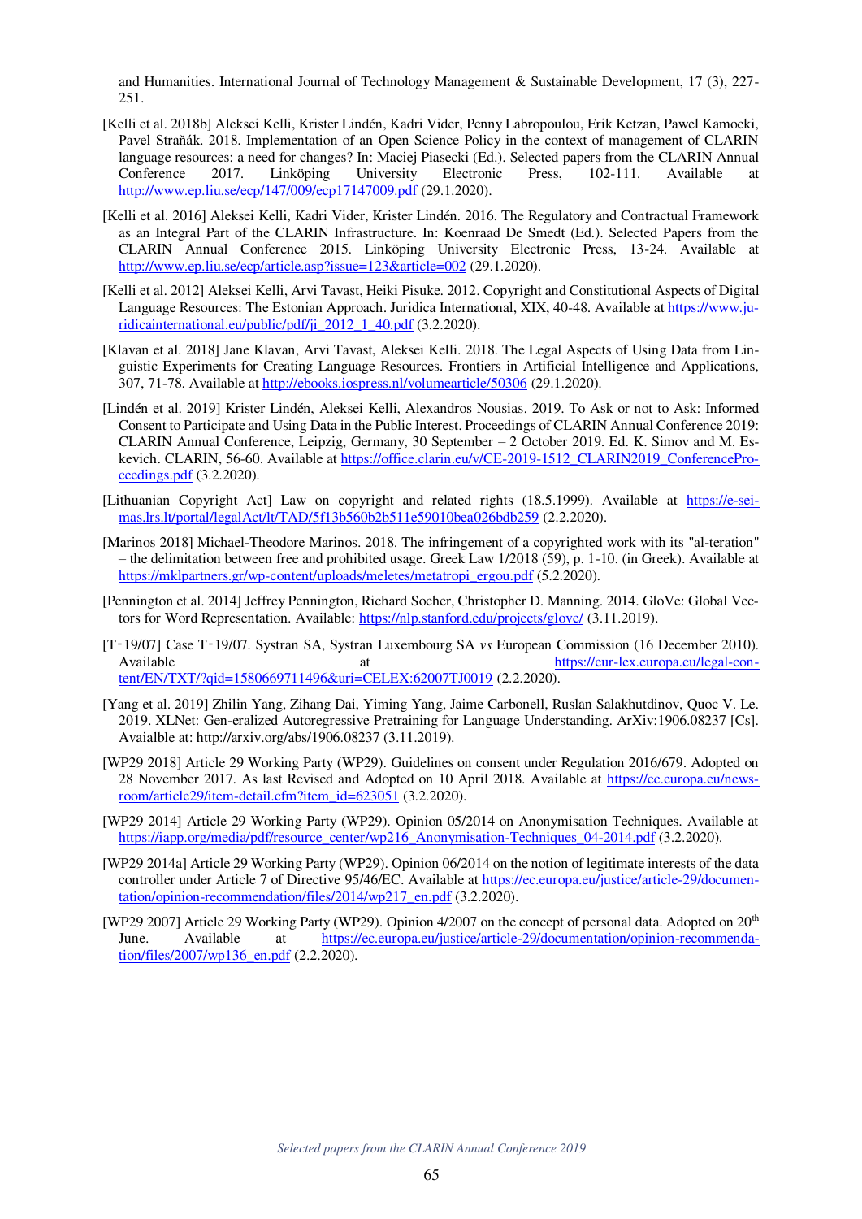and Humanities. International Journal of Technology Management & Sustainable Development, 17 (3), 227-251.

[Kelli et al. 2018b] Aleksei Kelli, Krister Lindén, Kadri Vider, Penny Labropoulou, Erik Ketzan, Pawel Kamocki, Pavel Straňák. 2018. Implementation of an Open Science Policy in the context of management of CLARIN language resources: a need for changes? In: Maciej Piasecki (Ed.). Selected papers from the CLARIN Annual Conference 2017. Linköping University Electronic Press, 102-111. Available at http://www.ep.liu.se/ecp/147/009/ecp17147009.pdf (29.1.2020).

[Kelli et al. 2016] Aleksei Kelli, Kadri Vider, Krister Lindén. 2016. The Regulatory and Contractual Framework as an Integral Part of the CLARIN Infrastructure. In: Koenraad De Smedt (Ed.). Selected Papers from the CLARIN Annual Conference 2015. Linköping University Electronic Press, 13-24. Available at http://www.ep.liu.se/ecp/article.asp?issue=123&article=002 (29.1.2020).

[Kelli et al. 2012] Aleksei Kelli, Arvi Tavast, Heiki Pisuke. 2012. Copyright and Constitutional Aspects of Digital Language Resources: The Estonian Approach. Juridica International, XIX, 40-48. Available at https://www.juridicainternational.eu/public/pdf/ji_2012_1_40.pdf (3.2.2020).

[Klavan et al. 2018] Jane Klavan, Arvi Tavast, Aleksei Kelli. 2018. The Legal Aspects of Using Data from Linguistic Experiments for Creating Language Resources. Frontiers in Artificial Intelligence and Applications, 307, 71-78. Available at http://ebooks.iospress.nl/volumearticle/50306 (29.1.2020).

[Lindén et al. 2019] Krister Lindén, Aleksei Kelli, Alexandros Nousias. 2019. To Ask or not to Ask: Informed Consent to Participate and Using Data in the Public Interest. Proceedings of CLARIN Annual Conference 2019: CLARIN Annual Conference, Leipzig, Germany, 30 September – 2 October 2019. Ed. K. Simov and M. Eskevich. CLARIN, 56-60. Available at https://office.clarin.eu/v/CE-2019-1512_CLARIN2019_ConferenceProceedings.pdf (3.2.2020).

[Lithuanian Copyright Act] Law on copyright and related rights (18.5.1999). Available at https://e-seimas.lrs.lt/portal/legalAct/lt/TAD/5f13b560b2b511e59010bea026bdb259 (2.2.2020).

[Marinos 2018] Michael-Theodore Marinos. 2018. The infringement of a copyrighted work with its "al-teration" – the delimitation between free and prohibited usage. Greek Law 1/2018 (59), p. 1-10. (in Greek). Available at https://mklpartners.gr/wp-content/uploads/meletes/metatropi_ergou.pdf (5.2.2020).

[Pennington et al. 2014] Jeffrey Pennington, Richard Socher, Christopher D. Manning. 2014. GloVe: Global Vectors for Word Representation. Available: https://nlp.stanford.edu/projects/glove/ (3.11.2019).

[T-19/07] Case T-19/07. Systran SA, Systran Luxembourg SA *vs* European Commission (16 December 2010). Available at https://eur-lex.europa.eu/legal-content/EN/TXT/?qid=1580669711496&uri=CELEX:62007TJ0019 (2.2.2020).

[Yang et al. 2019] Zhilin Yang, Zihang Dai, Yiming Yang, Jaime Carbonell, Ruslan Salakhutdinov, Quoc V. Le. 2019. XLNet: Gen-eralized Autoregressive Pretraining for Language Understanding. ArXiv:1906.08237 [Cs]. Avaialble at: http://arxiv.org/abs/1906.08237 (3.11.2019).

[WP29 2018] Article 29 Working Party (WP29). Guidelines on consent under Regulation 2016/679. Adopted on 28 November 2017. As last Revised and Adopted on 10 April 2018. Available at https://ec.europa.eu/newsroom/article29/item-detail.cfm?item_id=623051 (3.2.2020).

[WP29 2014] Article 29 Working Party (WP29). Opinion 05/2014 on Anonymisation Techniques. Available at https://iapp.org/media/pdf/resource_center/wp216_Anonymisation-Techniques_04-2014.pdf (3.2.2020).

[WP29 2014a] Article 29 Working Party (WP29). Opinion 06/2014 on the notion of legitimate interests of the data controller under Article 7 of Directive 95/46/EC. Available at https://ec.europa.eu/justice/article-29/documentation/opinion-recommendation/files/2014/wp217_en.pdf (3.2.2020).

[WP29 2007] Article 29 Working Party (WP29). Opinion 4/2007 on the concept of personal data. Adopted on 20th June. Available at https://ec.europa.eu/justice/article-29/documentation/opinion-recommendation/files/2007/wp136_en.pdf (2.2.2020).